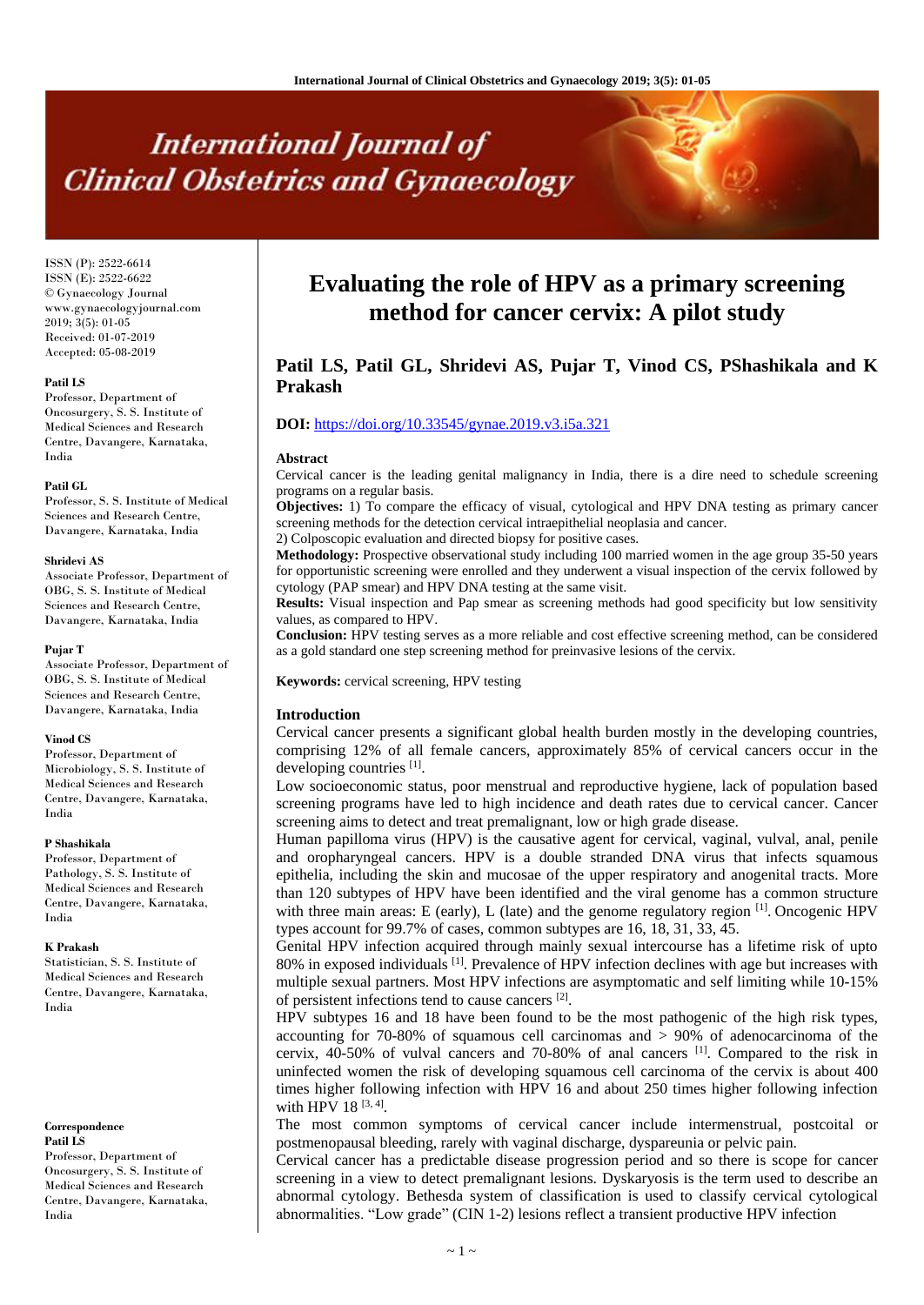# Evaluating the role of HPV as a primary screening method for cancer cervix: A pilot study

**Patil LS, Patil GL, Shridevi AS, Pujar T, Vinod CS, PShashikala and K Prakash**

**DOI:** https://doi.org/10.33545/gynae.2019.v3.i5a.321

ISSN (P): 2522-6614
ISSN (E): 2522-6622
© Gynaecology Journal
www.gynaecologyjournal.com
2019; 3(5): 01-05
Received: 01-07-2019
Accepted: 05-08-2019

**Patil LS**
Professor, Department of Oncosurgery, S. S. Institute of Medical Sciences and Research Centre, Davangere, Karnataka, India

**Patil GL**
Professor, S. S. Institute of Medical Sciences and Research Centre, Davangere, Karnataka, India

**Shridevi AS**
Associate Professor, Department of OBG, S. S. Institute of Medical Sciences and Research Centre, Davangere, Karnataka, India

**Pujar T**
Associate Professor, Department of OBG, S. S. Institute of Medical Sciences and Research Centre, Davangere, Karnataka, India

**Vinod CS**
Professor, Department of Microbiology, S. S. Institute of Medical Sciences and Research Centre, Davangere, Karnataka, India

**P Shashikala**
Professor, Department of Pathology, S. S. Institute of Medical Sciences and Research Centre, Davangere, Karnataka, India

**K Prakash**
Statistician, S. S. Institute of Medical Sciences and Research Centre, Davangere, Karnataka, India

**Correspondence**
**Patil LS**
Professor, Department of Oncosurgery, S. S. Institute of Medical Sciences and Research Centre, Davangere, Karnataka, India

## Abstract

Cervical cancer is the leading genital malignancy in India, there is a dire need to schedule screening programs on a regular basis.

**Objectives:** 1) To compare the efficacy of visual, cytological and HPV DNA testing as primary cancer screening methods for the detection cervical intraepithelial neoplasia and cancer.
2) Colposcopic evaluation and directed biopsy for positive cases.

**Methodology:** Prospective observational study including 100 married women in the age group 35-50 years for opportunistic screening were enrolled and they underwent a visual inspection of the cervix followed by cytology (PAP smear) and HPV DNA testing at the same visit.

**Results:** Visual inspection and Pap smear as screening methods had good specificity but low sensitivity values, as compared to HPV.

**Conclusion:** HPV testing serves as a more reliable and cost effective screening method, can be considered as a gold standard one step screening method for preinvasive lesions of the cervix.

**Keywords:** cervical screening, HPV testing

## Introduction

Cervical cancer presents a significant global health burden mostly in the developing countries, comprising 12% of all female cancers, approximately 85% of cervical cancers occur in the developing countries [1].

Low socioeconomic status, poor menstrual and reproductive hygiene, lack of population based screening programs have led to high incidence and death rates due to cervical cancer. Cancer screening aims to detect and treat premalignant, low or high grade disease.

Human papilloma virus (HPV) is the causative agent for cervical, vaginal, vulval, anal, penile and oropharyngeal cancers. HPV is a double stranded DNA virus that infects squamous epithelia, including the skin and mucosae of the upper respiratory and anogenital tracts. More than 120 subtypes of HPV have been identified and the viral genome has a common structure with three main areas: E (early), L (late) and the genome regulatory region [1]. Oncogenic HPV types account for 99.7% of cases, common subtypes are 16, 18, 31, 33, 45.

Genital HPV infection acquired through mainly sexual intercourse has a lifetime risk of upto 80% in exposed individuals [1]. Prevalence of HPV infection declines with age but increases with multiple sexual partners. Most HPV infections are asymptomatic and self limiting while 10-15% of persistent infections tend to cause cancers [2].

HPV subtypes 16 and 18 have been found to be the most pathogenic of the high risk types, accounting for 70-80% of squamous cell carcinomas and > 90% of adenocarcinoma of the cervix, 40-50% of vulval cancers and 70-80% of anal cancers [1]. Compared to the risk in uninfected women the risk of developing squamous cell carcinoma of the cervix is about 400 times higher following infection with HPV 16 and about 250 times higher following infection with HPV 18 [3, 4].

The most common symptoms of cervical cancer include intermenstrual, postcoital or postmenopausal bleeding, rarely with vaginal discharge, dyspareunia or pelvic pain.

Cervical cancer has a predictable disease progression period and so there is scope for cancer screening in a view to detect premalignant lesions. Dyskaryosis is the term used to describe an abnormal cytology. Bethesda system of classification is used to classify cervical cytological abnormalities. "Low grade" (CIN 1-2) lesions reflect a transient productive HPV infection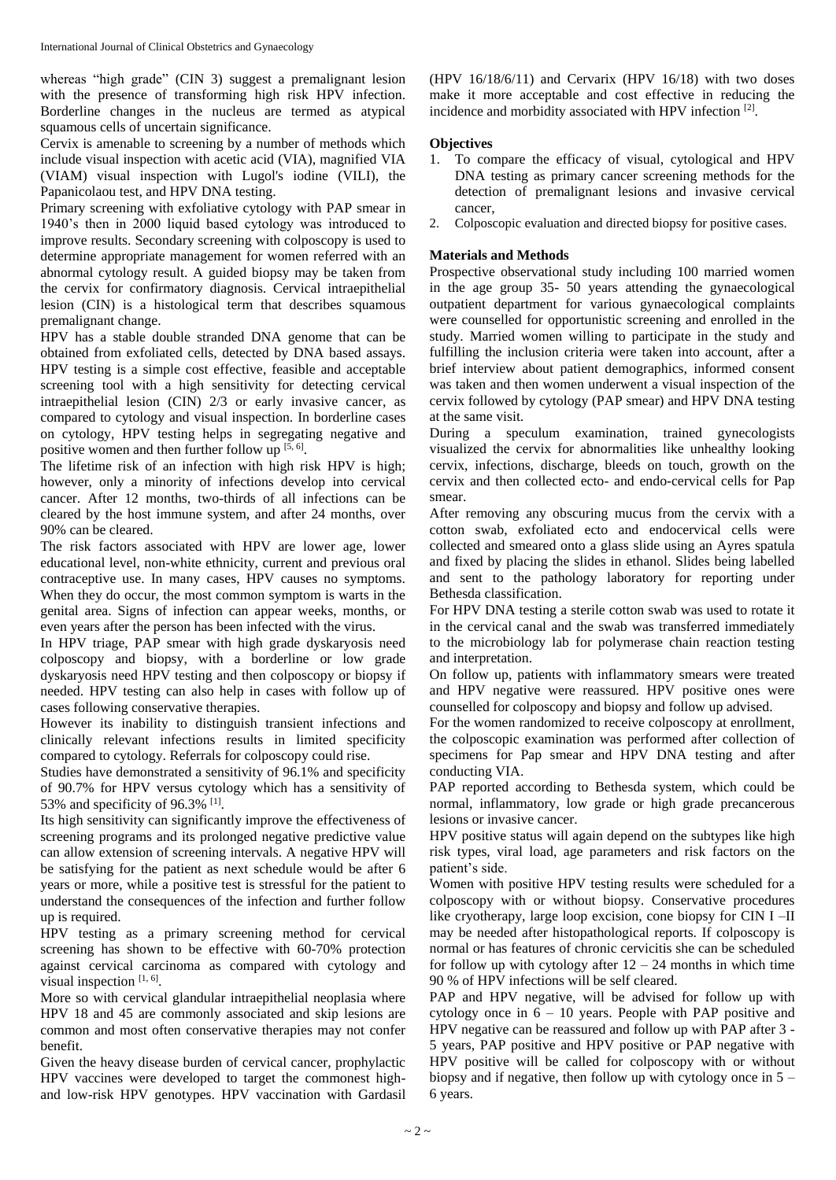whereas "high grade" (CIN 3) suggest a premalignant lesion with the presence of transforming high risk HPV infection. Borderline changes in the nucleus are termed as atypical squamous cells of uncertain significance.

Cervix is amenable to screening by a number of methods which include visual inspection with acetic acid (VIA), magnified VIA (VIAM) visual inspection with Lugol's iodine (VILI), the Papanicolaou test, and HPV DNA testing.

Primary screening with exfoliative cytology with PAP smear in 1940's then in 2000 liquid based cytology was introduced to improve results. Secondary screening with colposcopy is used to determine appropriate management for women referred with an abnormal cytology result. A guided biopsy may be taken from the cervix for confirmatory diagnosis. Cervical intraepithelial lesion (CIN) is a histological term that describes squamous premalignant change.

HPV has a stable double stranded DNA genome that can be obtained from exfoliated cells, detected by DNA based assays. HPV testing is a simple cost effective, feasible and acceptable screening tool with a high sensitivity for detecting cervical intraepithelial lesion (CIN) 2/3 or early invasive cancer, as compared to cytology and visual inspection. In borderline cases on cytology, HPV testing helps in segregating negative and positive women and then further follow up [5, 6].

The lifetime risk of an infection with high risk HPV is high; however, only a minority of infections develop into cervical cancer. After 12 months, two-thirds of all infections can be cleared by the host immune system, and after 24 months, over 90% can be cleared.

The risk factors associated with HPV are lower age, lower educational level, non-white ethnicity, current and previous oral contraceptive use. In many cases, HPV causes no symptoms. When they do occur, the most common symptom is warts in the genital area. Signs of infection can appear weeks, months, or even years after the person has been infected with the virus.

In HPV triage, PAP smear with high grade dyskaryosis need colposcopy and biopsy, with a borderline or low grade dyskaryosis need HPV testing and then colposcopy or biopsy if needed. HPV testing can also help in cases with follow up of cases following conservative therapies.

However its inability to distinguish transient infections and clinically relevant infections results in limited specificity compared to cytology. Referrals for colposcopy could rise.

Studies have demonstrated a sensitivity of 96.1% and specificity of 90.7% for HPV versus cytology which has a sensitivity of 53% and specificity of 96.3% [1].

Its high sensitivity can significantly improve the effectiveness of screening programs and its prolonged negative predictive value can allow extension of screening intervals. A negative HPV will be satisfying for the patient as next schedule would be after 6 years or more, while a positive test is stressful for the patient to understand the consequences of the infection and further follow up is required.

HPV testing as a primary screening method for cervical screening has shown to be effective with 60-70% protection against cervical carcinoma as compared with cytology and visual inspection [1, 6].

More so with cervical glandular intraepithelial neoplasia where HPV 18 and 45 are commonly associated and skip lesions are common and most often conservative therapies may not confer benefit.

Given the heavy disease burden of cervical cancer, prophylactic HPV vaccines were developed to target the commonest high- and low-risk HPV genotypes. HPV vaccination with Gardasil (HPV 16/18/6/11) and Cervarix (HPV 16/18) with two doses make it more acceptable and cost effective in reducing the incidence and morbidity associated with HPV infection [2].

## Objectives

1. To compare the efficacy of visual, cytological and HPV DNA testing as primary cancer screening methods for the detection of premalignant lesions and invasive cervical cancer,
2. Colposcopic evaluation and directed biopsy for positive cases.

## Materials and Methods

Prospective observational study including 100 married women in the age group 35- 50 years attending the gynaecological outpatient department for various gynaecological complaints were counselled for opportunistic screening and enrolled in the study. Married women willing to participate in the study and fulfilling the inclusion criteria were taken into account, after a brief interview about patient demographics, informed consent was taken and then women underwent a visual inspection of the cervix followed by cytology (PAP smear) and HPV DNA testing at the same visit.

During a speculum examination, trained gynecologists visualized the cervix for abnormalities like unhealthy looking cervix, infections, discharge, bleeds on touch, growth on the cervix and then collected ecto- and endo-cervical cells for Pap smear.

After removing any obscuring mucus from the cervix with a cotton swab, exfoliated ecto and endocervical cells were collected and smeared onto a glass slide using an Ayres spatula and fixed by placing the slides in ethanol. Slides being labelled and sent to the pathology laboratory for reporting under Bethesda classification.

For HPV DNA testing a sterile cotton swab was used to rotate it in the cervical canal and the swab was transferred immediately to the microbiology lab for polymerase chain reaction testing and interpretation.

On follow up, patients with inflammatory smears were treated and HPV negative were reassured. HPV positive ones were counselled for colposcopy and biopsy and follow up advised.

For the women randomized to receive colposcopy at enrollment, the colposcopic examination was performed after collection of specimens for Pap smear and HPV DNA testing and after conducting VIA.

PAP reported according to Bethesda system, which could be normal, inflammatory, low grade or high grade precancerous lesions or invasive cancer.

HPV positive status will again depend on the subtypes like high risk types, viral load, age parameters and risk factors on the patient's side.

Women with positive HPV testing results were scheduled for a colposcopy with or without biopsy. Conservative procedures like cryotherapy, large loop excision, cone biopsy for CIN I –II may be needed after histopathological reports. If colposcopy is normal or has features of chronic cervicitis she can be scheduled for follow up with cytology after 12 – 24 months in which time 90 % of HPV infections will be self cleared.

PAP and HPV negative, will be advised for follow up with cytology once in 6 – 10 years. People with PAP positive and HPV negative can be reassured and follow up with PAP after 3 - 5 years, PAP positive and HPV positive or PAP negative with HPV positive will be called for colposcopy with or without biopsy and if negative, then follow up with cytology once in 5 – 6 years.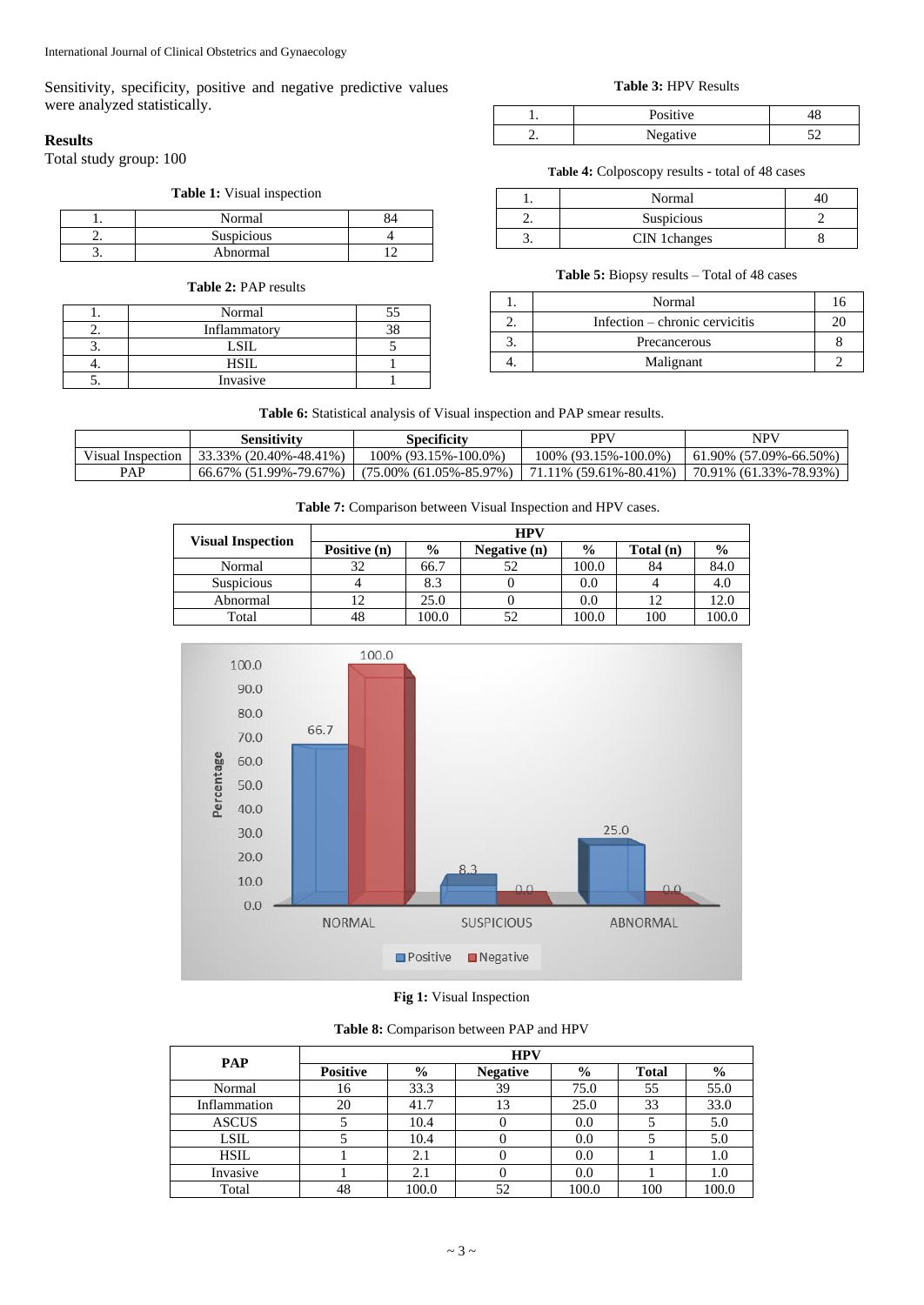Sensitivity, specificity, positive and negative predictive values were analyzed statistically.

### Results

Total study group: 100

**Table 1:** Visual inspection

| | | |
|---|---|---|
| 1. | Normal | 84 |
| 2. | Suspicious | 4 |
| 3. | Abnormal | 12 |

**Table 2:** PAP results

| | | |
|---|---|---|
| 1. | Normal | 55 |
| 2. | Inflammatory | 38 |
| 3. | LSIL | 5 |
| 4. | HSIL | 1 |
| 5. | Invasive | 1 |

**Table 3:** HPV Results

| | | |
|---|---|---|
| 1. | Positive | 48 |
| 2. | Negative | 52 |

**Table 4:** Colposcopy results - total of 48 cases

| | | |
|---|---|---|
| 1. | Normal | 40 |
| 2. | Suspicious | 2 |
| 3. | CIN 1changes | 8 |

**Table 5:** Biopsy results – Total of 48 cases

| | | |
|---|---|---|
| 1. | Normal | 16 |
| 2. | Infection – chronic cervicitis | 20 |
| 3. | Precancerous | 8 |
| 4. | Malignant | 2 |

**Table 6:** Statistical analysis of Visual inspection and PAP smear results.

| | Sensitivity | Specificity | PPV | NPV |
|---|---|---|---|---|
| Visual Inspection | 33.33% (20.40%-48.41%) | 100% (93.15%-100.0%) | 100% (93.15%-100.0%) | 61.90% (57.09%-66.50%) |
| PAP | 66.67% (51.99%-79.67%) | (75.00% (61.05%-85.97%) | 71.11% (59.61%-80.41%) | 70.91% (61.33%-78.93%) |

**Table 7:** Comparison between Visual Inspection and HPV cases.

| Visual Inspection | HPV | | | | | |
|---|---|---|---|---|---|---|
| | Positive (n) | % | Negative (n) | % | Total (n) | % |
| Normal | 32 | 66.7 | 52 | 100.0 | 84 | 84.0 |
| Suspicious | 4 | 8.3 | 0 | 0.0 | 4 | 4.0 |
| Abnormal | 12 | 25.0 | 0 | 0.0 | 12 | 12.0 |
| Total | 48 | 100.0 | 52 | 100.0 | 100 | 100.0 |

**Fig 1:** Visual Inspection

**Table 8:** Comparison between PAP and HPV

| PAP | HPV | | | | | |
|---|---|---|---|---|---|---|
| | Positive | % | Negative | % | Total | % |
| Normal | 16 | 33.3 | 39 | 75.0 | 55 | 55.0 |
| Inflammation | 20 | 41.7 | 13 | 25.0 | 33 | 33.0 |
| ASCUS | 5 | 10.4 | 0 | 0.0 | 5 | 5.0 |
| LSIL | 5 | 10.4 | 0 | 0.0 | 5 | 5.0 |
| HSIL | 1 | 2.1 | 0 | 0.0 | 1 | 1.0 |
| Invasive | 1 | 2.1 | 0 | 0.0 | 1 | 1.0 |
| Total | 48 | 100.0 | 52 | 100.0 | 100 | 100.0 |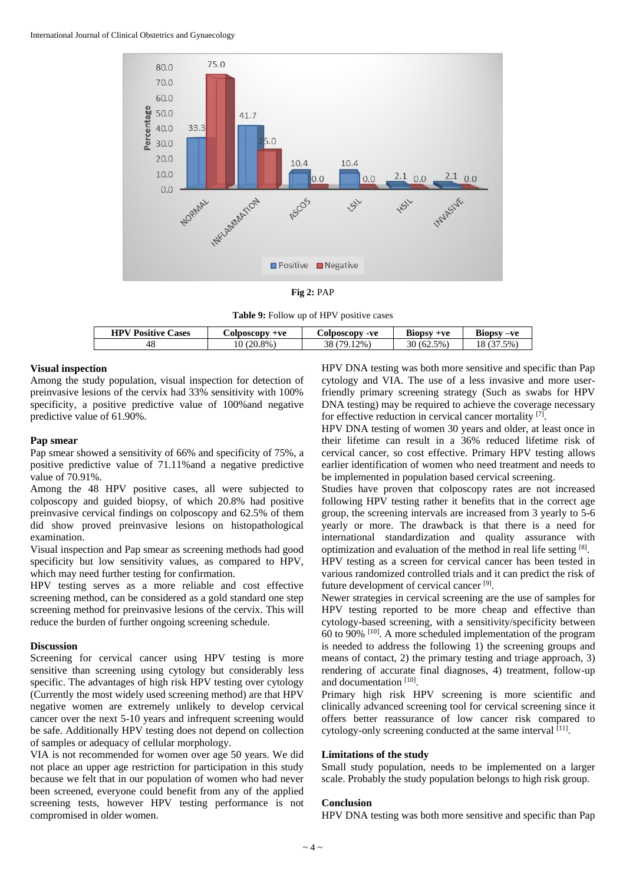Fig 2: PAP

**Table 9:** Follow up of HPV positive cases

| HPV Positive Cases | Colposcopy +ve | Colposcopy -ve | Biopsy +ve | Biopsy –ve |
|---|---|---|---|---|
| 48 | 10 (20.8%) | 38 (79.12%) | 30 (62.5%) | 18 (37.5%) |

### Visual inspection

Among the study population, visual inspection for detection of preinvasive lesions of the cervix had 33% sensitivity with 100% specificity, a positive predictive value of 100%and negative predictive value of 61.90%.

### Pap smear

Pap smear showed a sensitivity of 66% and specificity of 75%, a positive predictive value of 71.11%and a negative predictive value of 70.91%.

Among the 48 HPV positive cases, all were subjected to colposcopy and guided biopsy, of which 20.8% had positive preinvasive cervical findings on colposcopy and 62.5% of them did show proved preinvasive lesions on histopathological examination.

Visual inspection and Pap smear as screening methods had good specificity but low sensitivity values, as compared to HPV, which may need further testing for confirmation.

HPV testing serves as a more reliable and cost effective screening method, can be considered as a gold standard one step screening method for preinvasive lesions of the cervix. This will reduce the burden of further ongoing screening schedule.

## Discussion

Screening for cervical cancer using HPV testing is more sensitive than screening using cytology but considerably less specific. The advantages of high risk HPV testing over cytology (Currently the most widely used screening method) are that HPV negative women are extremely unlikely to develop cervical cancer over the next 5-10 years and infrequent screening would be safe. Additionally HPV testing does not depend on collection of samples or adequacy of cellular morphology.

VIA is not recommended for women over age 50 years. We did not place an upper age restriction for participation in this study because we felt that in our population of women who had never been screened, everyone could benefit from any of the applied screening tests, however HPV testing performance is not compromised in older women.

HPV DNA testing was both more sensitive and specific than Pap cytology and VIA. The use of a less invasive and more user-friendly primary screening strategy (Such as swabs for HPV DNA testing) may be required to achieve the coverage necessary for effective reduction in cervical cancer mortality [7].

HPV DNA testing of women 30 years and older, at least once in their lifetime can result in a 36% reduced lifetime risk of cervical cancer, so cost effective. Primary HPV testing allows earlier identification of women who need treatment and needs to be implemented in population based cervical screening.

Studies have proven that colposcopy rates are not increased following HPV testing rather it benefits that in the correct age group, the screening intervals are increased from 3 yearly to 5-6 yearly or more. The drawback is that there is a need for international standardization and quality assurance with optimization and evaluation of the method in real life setting [8].

HPV testing as a screen for cervical cancer has been tested in various randomized controlled trials and it can predict the risk of future development of cervical cancer [9].

Newer strategies in cervical screening are the use of samples for HPV testing reported to be more cheap and effective than cytology-based screening, with a sensitivity/specificity between 60 to 90% [10]. A more scheduled implementation of the program is needed to address the following 1) the screening groups and means of contact, 2) the primary testing and triage approach, 3) rendering of accurate final diagnoses, 4) treatment, follow-up and documentation [10].

Primary high risk HPV screening is more scientific and clinically advanced screening tool for cervical screening since it offers better reassurance of low cancer risk compared to cytology-only screening conducted at the same interval [11].

### Limitations of the study

Small study population, needs to be implemented on a larger scale. Probably the study population belongs to high risk group.

### Conclusion

HPV DNA testing was both more sensitive and specific than Pap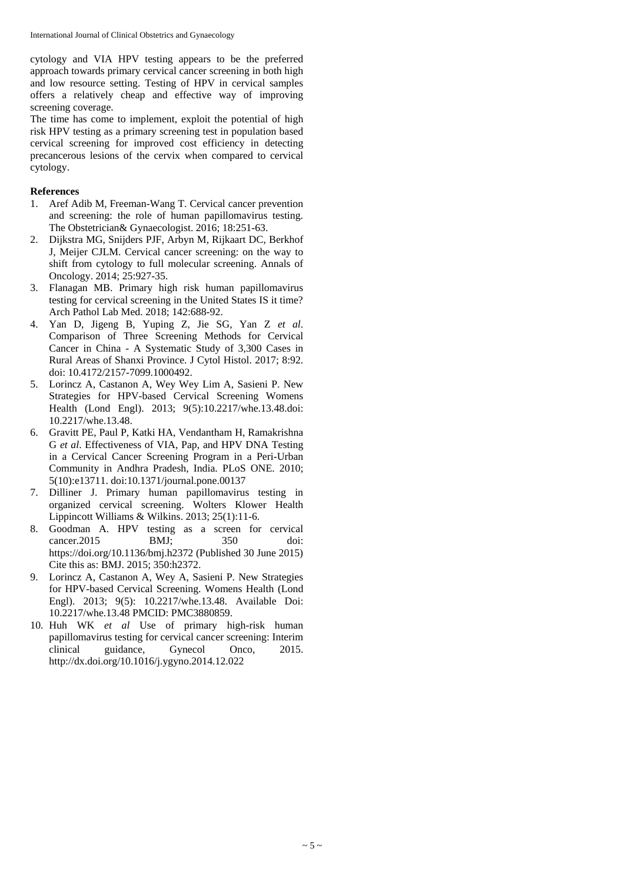cytology and VIA HPV testing appears to be the preferred approach towards primary cervical cancer screening in both high and low resource setting. Testing of HPV in cervical samples offers a relatively cheap and effective way of improving screening coverage.

The time has come to implement, exploit the potential of high risk HPV testing as a primary screening test in population based cervical screening for improved cost efficiency in detecting precancerous lesions of the cervix when compared to cervical cytology.

**References**

1. Aref Adib M, Freeman-Wang T. Cervical cancer prevention and screening: the role of human papillomavirus testing. The Obstetrician& Gynaecologist. 2016; 18:251-63.
2. Dijkstra MG, Snijders PJF, Arbyn M, Rijkaart DC, Berkhof J, Meijer CJLM. Cervical cancer screening: on the way to shift from cytology to full molecular screening. Annals of Oncology. 2014; 25:927-35.
3. Flanagan MB. Primary high risk human papillomavirus testing for cervical screening in the United States IS it time? Arch Pathol Lab Med. 2018; 142:688-92.
4. Yan D, Jigeng B, Yuping Z, Jie SG, Yan Z *et al*. Comparison of Three Screening Methods for Cervical Cancer in China - A Systematic Study of 3,300 Cases in Rural Areas of Shanxi Province. J Cytol Histol. 2017; 8:92. doi: 10.4172/2157-7099.1000492.
5. Lorincz A, Castanon A, Wey Wey Lim A, Sasieni P. New Strategies for HPV-based Cervical Screening Womens Health (Lond Engl). 2013; 9(5):10.2217/whe.13.48.doi: 10.2217/whe.13.48.
6. Gravitt PE, Paul P, Katki HA, Vendantham H, Ramakrishna G *et al*. Effectiveness of VIA, Pap, and HPV DNA Testing in a Cervical Cancer Screening Program in a Peri-Urban Community in Andhra Pradesh, India. PLoS ONE. 2010; 5(10):e13711. doi:10.1371/journal.pone.00137
7. Dilliner J. Primary human papillomavirus testing in organized cervical screening. Wolters Klower Health Lippincott Williams & Wilkins. 2013; 25(1):11-6.
8. Goodman A. HPV testing as a screen for cervical cancer.2015 BMJ; 350 doi: https://doi.org/10.1136/bmj.h2372 (Published 30 June 2015) Cite this as: BMJ. 2015; 350:h2372.
9. Lorincz A, Castanon A, Wey A, Sasieni P. New Strategies for HPV-based Cervical Screening. Womens Health (Lond Engl). 2013; 9(5): 10.2217/whe.13.48. Available Doi: 10.2217/whe.13.48 PMCID: PMC3880859.
10. Huh WK *et al* Use of primary high-risk human papillomavirus testing for cervical cancer screening: Interim clinical guidance, Gynecol Onco, 2015. http://dx.doi.org/10.1016/j.ygyno.2014.12.022